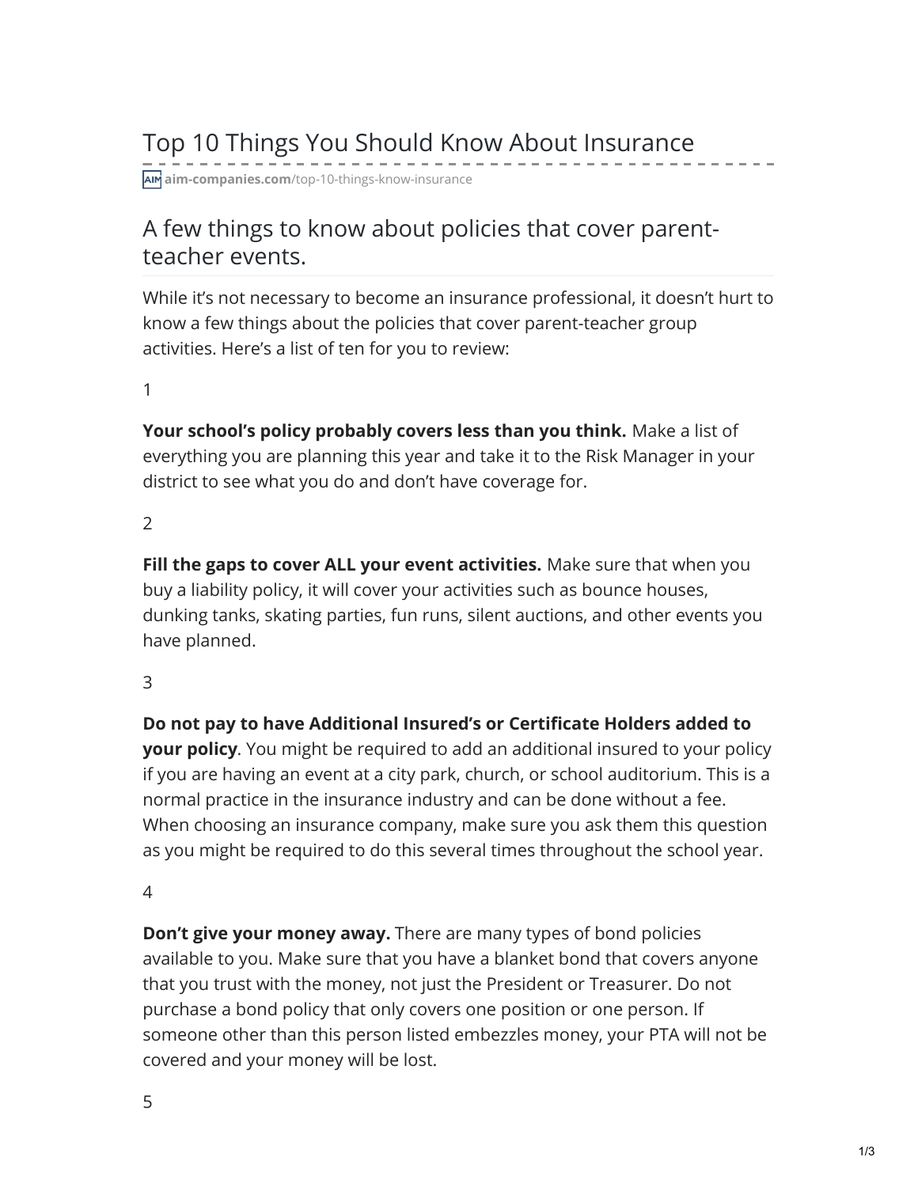# Top 10 Things You Should Know About Insurance

aim-companies.com/top-10-things-know-insurance

## A few things to know about policies that cover parent-teacher events.

While it's not necessary to become an insurance professional, it doesn't hurt to know a few things about the policies that cover parent-teacher group activities. Here's a list of ten for you to review:

1

**Your school's policy probably covers less than you think.** Make a list of everything you are planning this year and take it to the Risk Manager in your district to see what you do and don't have coverage for.

2

**Fill the gaps to cover ALL your event activities.** Make sure that when you buy a liability policy, it will cover your activities such as bounce houses, dunking tanks, skating parties, fun runs, silent auctions, and other events you have planned.

3

**Do not pay to have Additional Insured's or Certificate Holders added to your policy**. You might be required to add an additional insured to your policy if you are having an event at a city park, church, or school auditorium. This is a normal practice in the insurance industry and can be done without a fee. When choosing an insurance company, make sure you ask them this question as you might be required to do this several times throughout the school year.

4

**Don't give your money away.** There are many types of bond policies available to you. Make sure that you have a blanket bond that covers anyone that you trust with the money, not just the President or Treasurer. Do not purchase a bond policy that only covers one position or one person. If someone other than this person listed embezzles money, your PTA will not be covered and your money will be lost.

5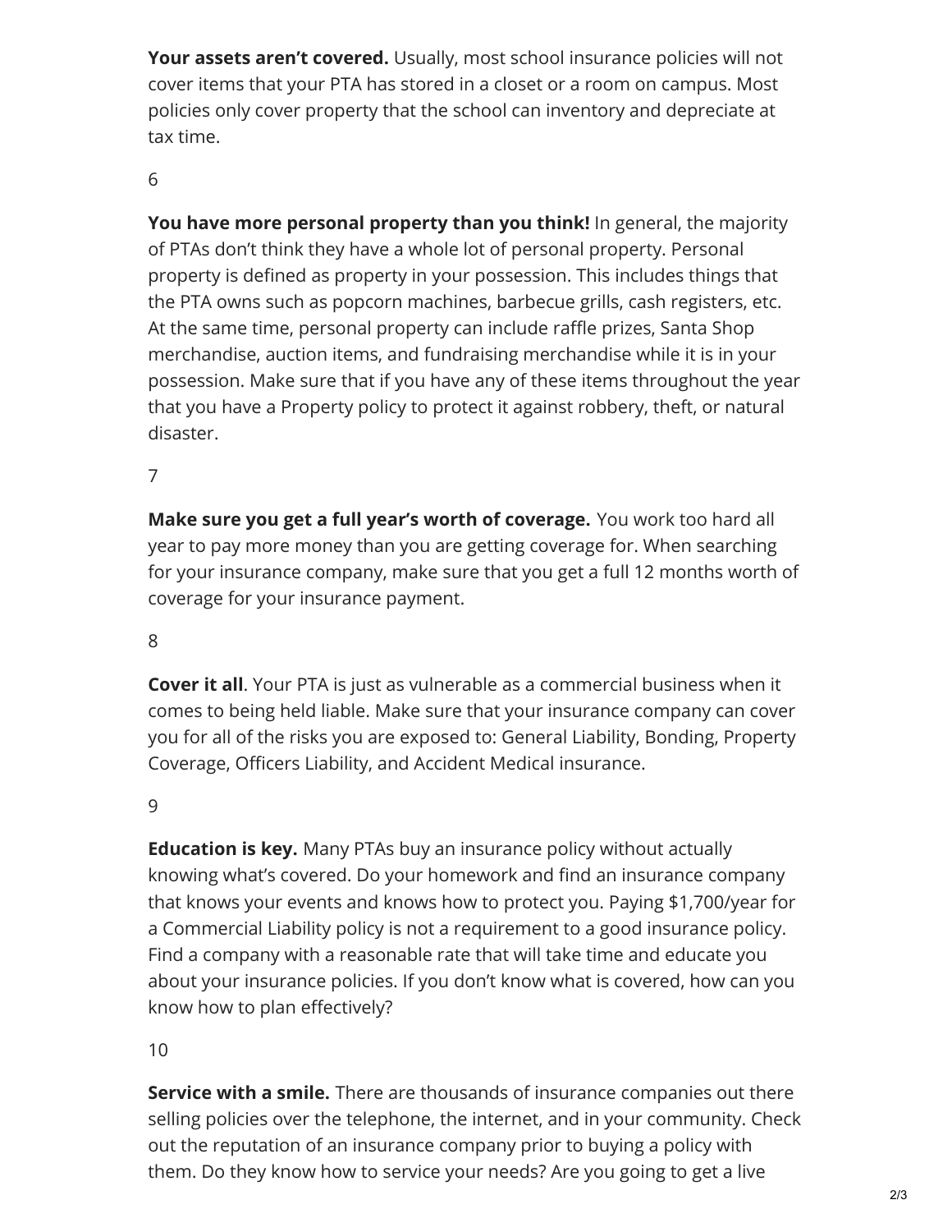**Your assets aren't covered.** Usually, most school insurance policies will not cover items that your PTA has stored in a closet or a room on campus. Most policies only cover property that the school can inventory and depreciate at tax time.

6

**You have more personal property than you think!** In general, the majority of PTAs don't think they have a whole lot of personal property. Personal property is defined as property in your possession. This includes things that the PTA owns such as popcorn machines, barbecue grills, cash registers, etc. At the same time, personal property can include raffle prizes, Santa Shop merchandise, auction items, and fundraising merchandise while it is in your possession. Make sure that if you have any of these items throughout the year that you have a Property policy to protect it against robbery, theft, or natural disaster.

7

**Make sure you get a full year's worth of coverage.** You work too hard all year to pay more money than you are getting coverage for. When searching for your insurance company, make sure that you get a full 12 months worth of coverage for your insurance payment.

8

**Cover it all**. Your PTA is just as vulnerable as a commercial business when it comes to being held liable. Make sure that your insurance company can cover you for all of the risks you are exposed to: General Liability, Bonding, Property Coverage, Officers Liability, and Accident Medical insurance.

9

**Education is key.** Many PTAs buy an insurance policy without actually knowing what's covered. Do your homework and find an insurance company that knows your events and knows how to protect you. Paying $1,700/year for a Commercial Liability policy is not a requirement to a good insurance policy. Find a company with a reasonable rate that will take time and educate you about your insurance policies. If you don't know what is covered, how can you know how to plan effectively?

10

**Service with a smile.** There are thousands of insurance companies out there selling policies over the telephone, the internet, and in your community. Check out the reputation of an insurance company prior to buying a policy with them. Do they know how to service your needs? Are you going to get a live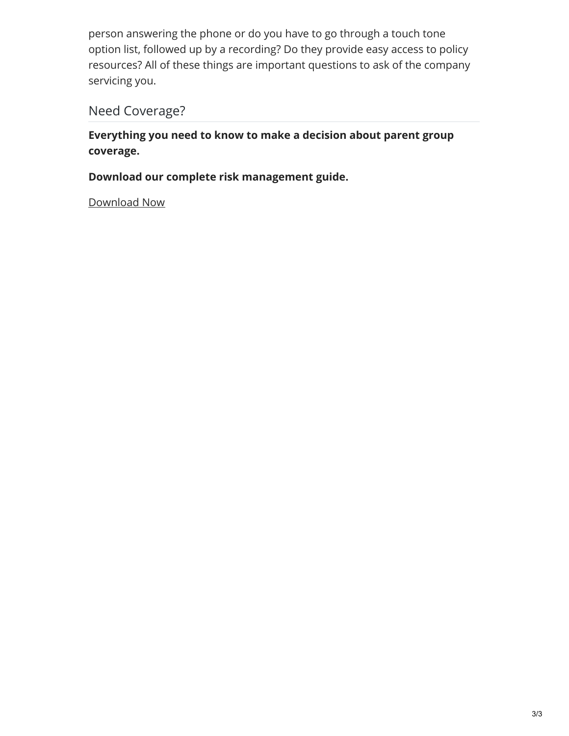person answering the phone or do you have to go through a touch tone option list, followed up by a recording? Do they provide easy access to policy resources? All of these things are important questions to ask of the company servicing you.

## Need Coverage?

**Everything you need to know to make a decision about parent group coverage.**

**Download our complete risk management guide.**

Download Now